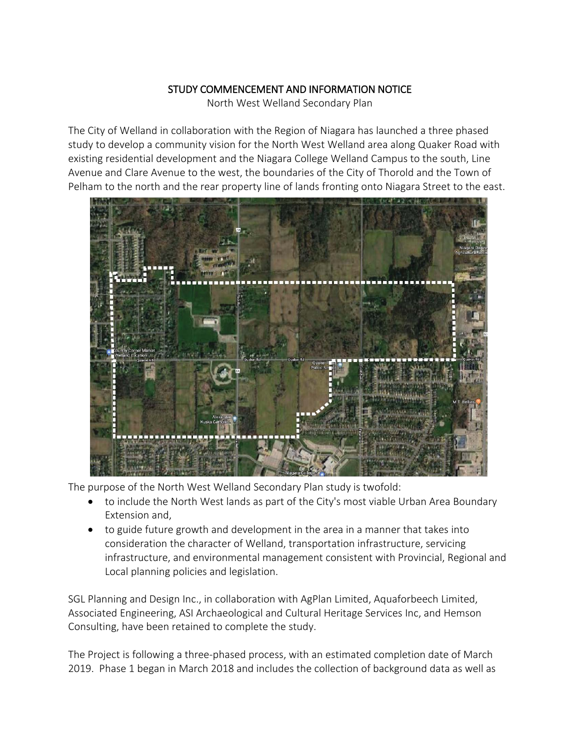# STUDY COMMENCEMENT AND INFORMATION NOTICE

North West Welland Secondary Plan

The City of Welland in collaboration with the Region of Niagara has launched a three phased study to develop a community vision for the North West Welland area along Quaker Road with existing residential development and the Niagara College Welland Campus to the south, Line Avenue and Clare Avenue to the west, the boundaries of the City of Thorold and the Town of Pelham to the north and the rear property line of lands fronting onto Niagara Street to the east.

The purpose of the North West Welland Secondary Plan study is twofold:

- to include the North West lands as part of the City's most viable Urban Area Boundary Extension and,
- to guide future growth and development in the area in a manner that takes into consideration the character of Welland, transportation infrastructure, servicing infrastructure, and environmental management consistent with Provincial, Regional and Local planning policies and legislation.

SGL Planning and Design Inc., in collaboration with AgPlan Limited, Aquaforbeech Limited, Associated Engineering, ASI Archaeological and Cultural Heritage Services Inc, and Hemson Consulting, have been retained to complete the study.

The Project is following a three-phased process, with an estimated completion date of March 2019. Phase 1 began in March 2018 and includes the collection of background data as well as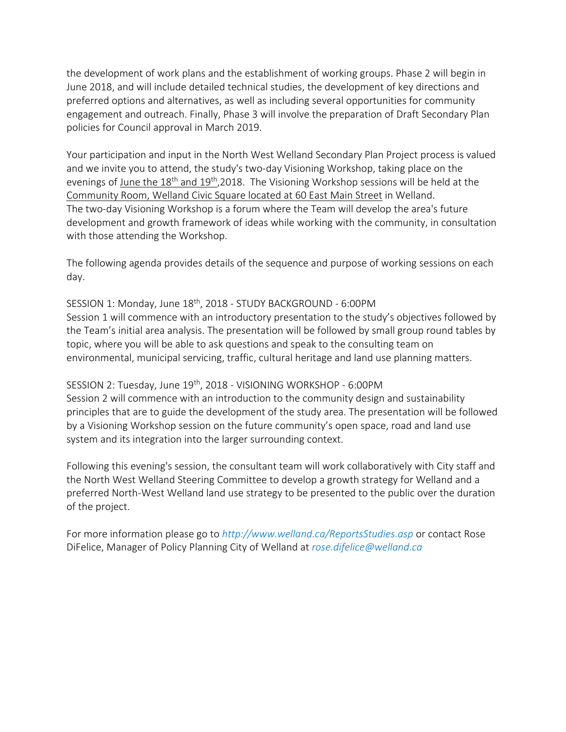the development of work plans and the establishment of working groups. Phase 2 will begin in June 2018, and will include detailed technical studies, the development of key directions and preferred options and alternatives, as well as including several opportunities for community engagement and outreach. Finally, Phase 3 will involve the preparation of Draft Secondary Plan policies for Council approval in March 2019.

Your participation and input in the North West Welland Secondary Plan Project process is valued and we invite you to attend, the study's two-day Visioning Workshop, taking place on the evenings of June the 18th and 19th,2018. The Visioning Workshop sessions will be held at the Community Room, Welland Civic Square located at 60 East Main Street in Welland. The two-day Visioning Workshop is a forum where the Team will develop the area's future development and growth framework of ideas while working with the community, in consultation with those attending the Workshop.

The following agenda provides details of the sequence and purpose of working sessions on each day.

SESSION 1: Monday, June 18th, 2018 - STUDY BACKGROUND - 6:00PM
Session 1 will commence with an introductory presentation to the study's objectives followed by the Team's initial area analysis. The presentation will be followed by small group round tables by topic, where you will be able to ask questions and speak to the consulting team on environmental, municipal servicing, traffic, cultural heritage and land use planning matters.

SESSION 2: Tuesday, June 19th, 2018 - VISIONING WORKSHOP - 6:00PM
Session 2 will commence with an introduction to the community design and sustainability principles that are to guide the development of the study area. The presentation will be followed by a Visioning Workshop session on the future community's open space, road and land use system and its integration into the larger surrounding context.

Following this evening's session, the consultant team will work collaboratively with City staff and the North West Welland Steering Committee to develop a growth strategy for Welland and a preferred North-West Welland land use strategy to be presented to the public over the duration of the project.

For more information please go to *http://www.welland.ca/ReportsStudies.asp* or contact Rose DiFelice, Manager of Policy Planning City of Welland at *rose.difelice@welland.ca*